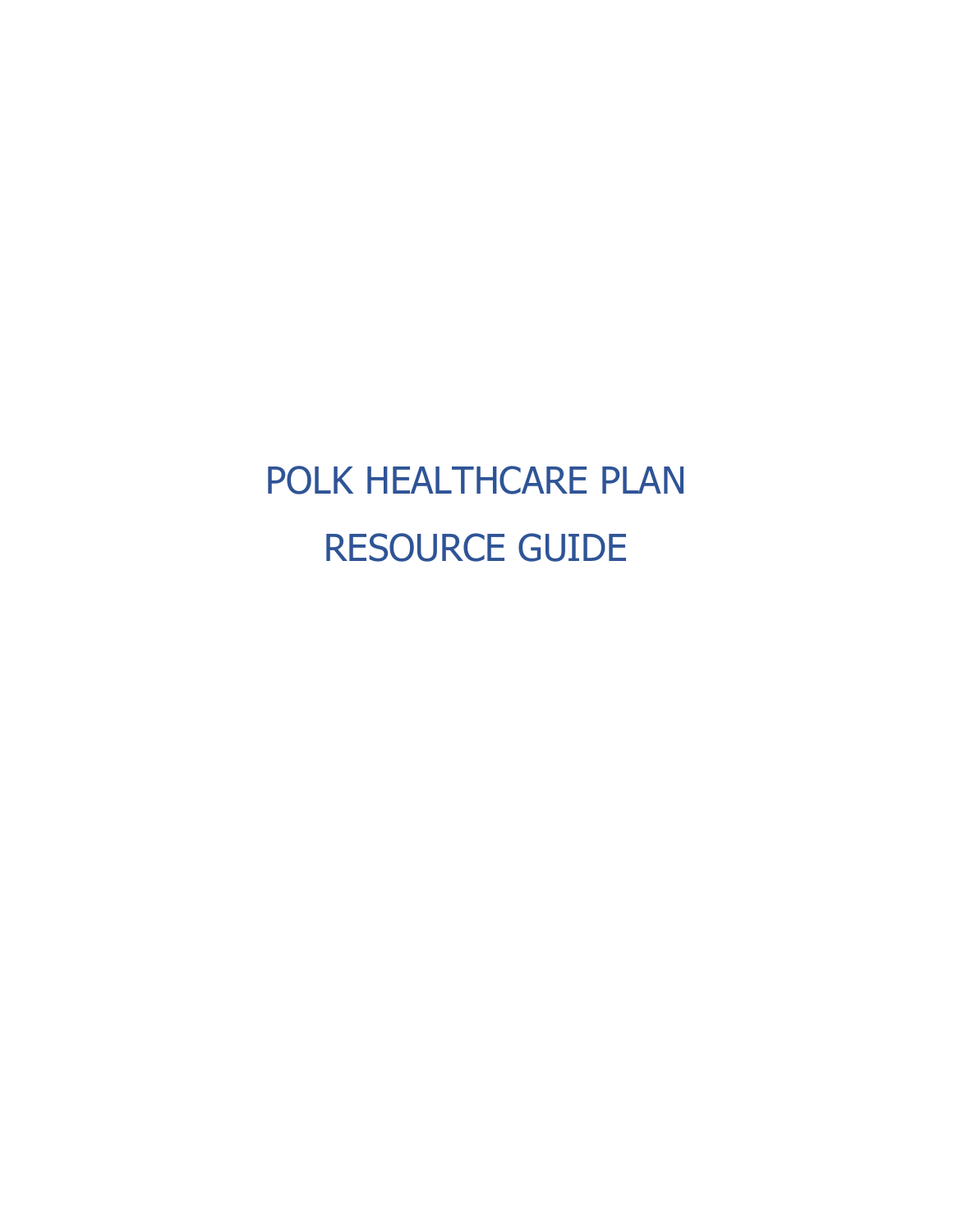# POLK HEALTHCARE PLAN

# RESOURCE GUIDE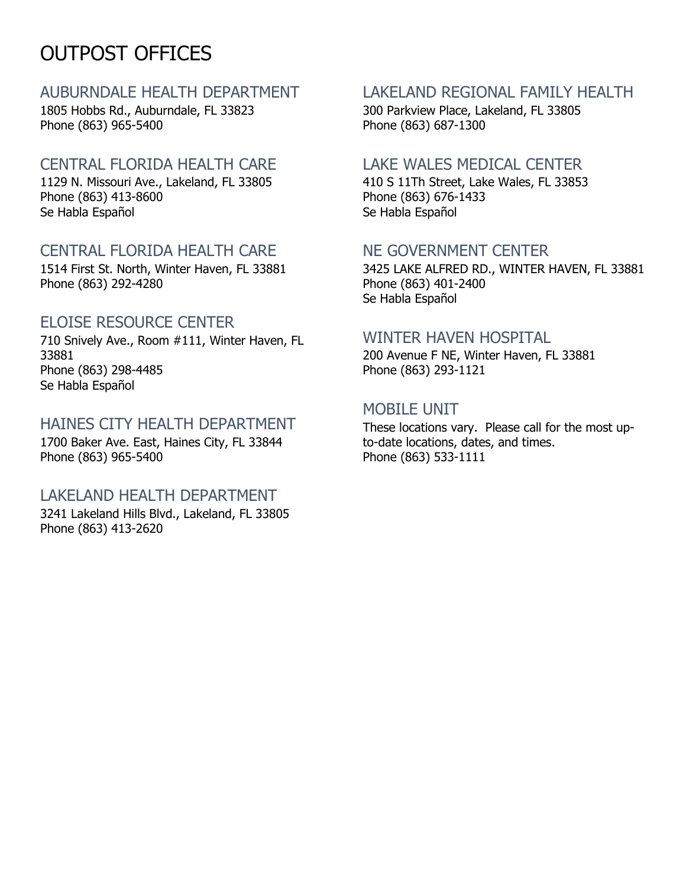# OUTPOST OFFICES

## AUBURNDALE HEALTH DEPARTMENT

1805 Hobbs Rd., Auburndale, FL 33823
Phone (863) 965-5400

## CENTRAL FLORIDA HEALTH CARE

1129 N. Missouri Ave., Lakeland, FL 33805
Phone (863) 413-8600
Se Habla Español

## CENTRAL FLORIDA HEALTH CARE

1514 First St. North, Winter Haven, FL 33881
Phone (863) 292-4280

## ELOISE RESOURCE CENTER

710 Snively Ave., Room #111, Winter Haven, FL 33881
Phone (863) 298-4485
Se Habla Español

## HAINES CITY HEALTH DEPARTMENT

1700 Baker Ave. East, Haines City, FL 33844
Phone (863) 965-5400

## LAKELAND HEALTH DEPARTMENT

3241 Lakeland Hills Blvd., Lakeland, FL 33805
Phone (863) 413-2620

## LAKELAND REGIONAL FAMILY HEALTH

300 Parkview Place, Lakeland, FL 33805
Phone (863) 687-1300

## LAKE WALES MEDICAL CENTER

410 S 11Th Street, Lake Wales, FL 33853
Phone (863) 676-1433
Se Habla Español

## NE GOVERNMENT CENTER

3425 LAKE ALFRED RD., WINTER HAVEN, FL 33881
Phone (863) 401-2400
Se Habla Español

## WINTER HAVEN HOSPITAL

200 Avenue F NE, Winter Haven, FL 33881
Phone (863) 293-1121

## MOBILE UNIT

These locations vary. Please call for the most up-to-date locations, dates, and times.
Phone (863) 533-1111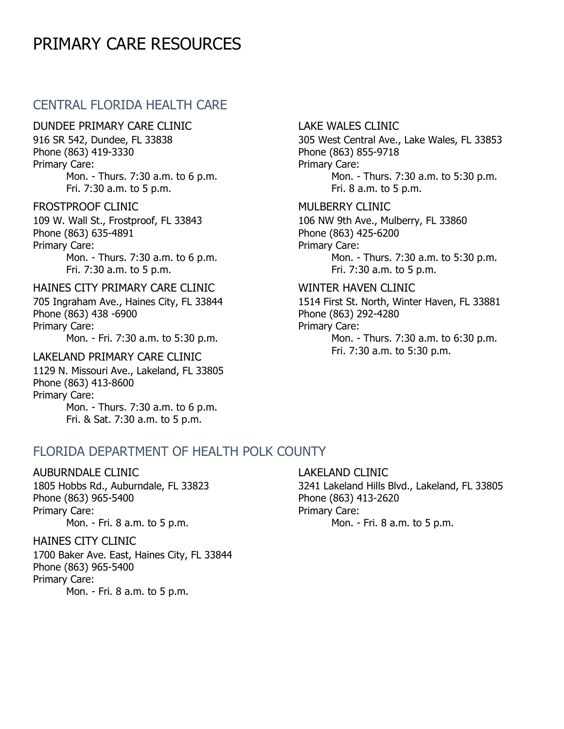# PRIMARY CARE RESOURCES

## CENTRAL FLORIDA HEALTH CARE

### DUNDEE PRIMARY CARE CLINIC

916 SR 542, Dundee, FL 33838
Phone (863) 419-3330
Primary Care:
- Mon. - Thurs. 7:30 a.m. to 6 p.m.
- Fri. 7:30 a.m. to 5 p.m.

### FROSTPROOF CLINIC

109 W. Wall St., Frostproof, FL 33843
Phone (863) 635-4891
Primary Care:
- Mon. - Thurs. 7:30 a.m. to 6 p.m.
- Fri. 7:30 a.m. to 5 p.m.

### HAINES CITY PRIMARY CARE CLINIC

705 Ingraham Ave., Haines City, FL 33844
Phone (863) 438 -6900
Primary Care:
- Mon. - Fri. 7:30 a.m. to 5:30 p.m.

### LAKELAND PRIMARY CARE CLINIC

1129 N. Missouri Ave., Lakeland, FL 33805
Phone (863) 413-8600
Primary Care:
- Mon. - Thurs. 7:30 a.m. to 6 p.m.
- Fri. & Sat. 7:30 a.m. to 5 p.m.

### LAKE WALES CLINIC

305 West Central Ave., Lake Wales, FL 33853
Phone (863) 855-9718
Primary Care:
- Mon. - Thurs. 7:30 a.m. to 5:30 p.m.
- Fri. 8 a.m. to 5 p.m.

### MULBERRY CLINIC

106 NW 9th Ave., Mulberry, FL 33860
Phone (863) 425-6200
Primary Care:
- Mon. - Thurs. 7:30 a.m. to 5:30 p.m.
- Fri. 7:30 a.m. to 5 p.m.

### WINTER HAVEN CLINIC

1514 First St. North, Winter Haven, FL 33881
Phone (863) 292-4280
Primary Care:
- Mon. - Thurs. 7:30 a.m. to 6:30 p.m.
- Fri. 7:30 a.m. to 5:30 p.m.

## FLORIDA DEPARTMENT OF HEALTH POLK COUNTY

### AUBURNDALE CLINIC

1805 Hobbs Rd., Auburndale, FL 33823
Phone (863) 965-5400
Primary Care:
- Mon. - Fri. 8 a.m. to 5 p.m.

### HAINES CITY CLINIC

1700 Baker Ave. East, Haines City, FL 33844
Phone (863) 965-5400
Primary Care:
- Mon. - Fri. 8 a.m. to 5 p.m.

### LAKELAND CLINIC

3241 Lakeland Hills Blvd., Lakeland, FL 33805
Phone (863) 413-2620
Primary Care:
- Mon. - Fri. 8 a.m. to 5 p.m.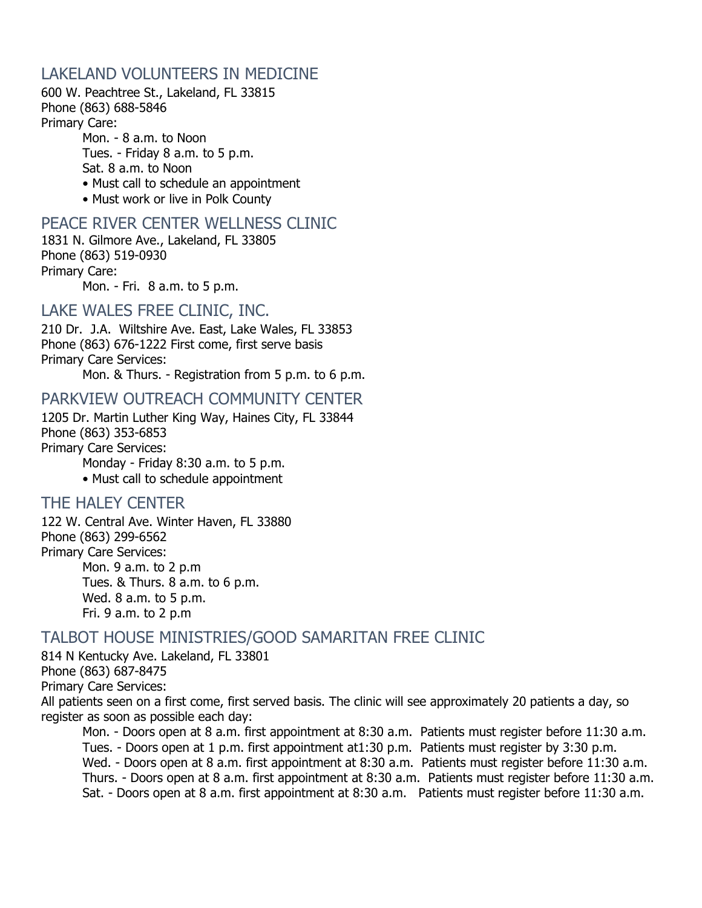## LAKELAND VOLUNTEERS IN MEDICINE

600 W. Peachtree St., Lakeland, FL 33815
Phone (863) 688-5846
Primary Care:

Mon. - 8 a.m. to Noon
Tues. - Friday 8 a.m. to 5 p.m.
Sat. 8 a.m. to Noon

- Must call to schedule an appointment
- Must work or live in Polk County

## PEACE RIVER CENTER WELLNESS CLINIC

1831 N. Gilmore Ave., Lakeland, FL 33805
Phone (863) 519-0930
Primary Care:

Mon. - Fri. 8 a.m. to 5 p.m.

## LAKE WALES FREE CLINIC, INC.

210 Dr. J.A. Wiltshire Ave. East, Lake Wales, FL 33853
Phone (863) 676-1222 First come, first serve basis
Primary Care Services:

Mon. & Thurs. - Registration from 5 p.m. to 6 p.m.

## PARKVIEW OUTREACH COMMUNITY CENTER

1205 Dr. Martin Luther King Way, Haines City, FL 33844
Phone (863) 353-6853
Primary Care Services:

Monday - Friday 8:30 a.m. to 5 p.m.

- Must call to schedule appointment

## THE HALEY CENTER

122 W. Central Ave. Winter Haven, FL 33880
Phone (863) 299-6562
Primary Care Services:

Mon. 9 a.m. to 2 p.m
Tues. & Thurs. 8 a.m. to 6 p.m.
Wed. 8 a.m. to 5 p.m.
Fri. 9 a.m. to 2 p.m

## TALBOT HOUSE MINISTRIES/GOOD SAMARITAN FREE CLINIC

814 N Kentucky Ave. Lakeland, FL 33801
Phone (863) 687-8475
Primary Care Services:
All patients seen on a first come, first served basis. The clinic will see approximately 20 patients a day, so register as soon as possible each day:

Mon. - Doors open at 8 a.m. first appointment at 8:30 a.m. Patients must register before 11:30 a.m.
Tues. - Doors open at 1 p.m. first appointment at1:30 p.m. Patients must register by 3:30 p.m.
Wed. - Doors open at 8 a.m. first appointment at 8:30 a.m. Patients must register before 11:30 a.m.
Thurs. - Doors open at 8 a.m. first appointment at 8:30 a.m. Patients must register before 11:30 a.m.
Sat. - Doors open at 8 a.m. first appointment at 8:30 a.m. Patients must register before 11:30 a.m.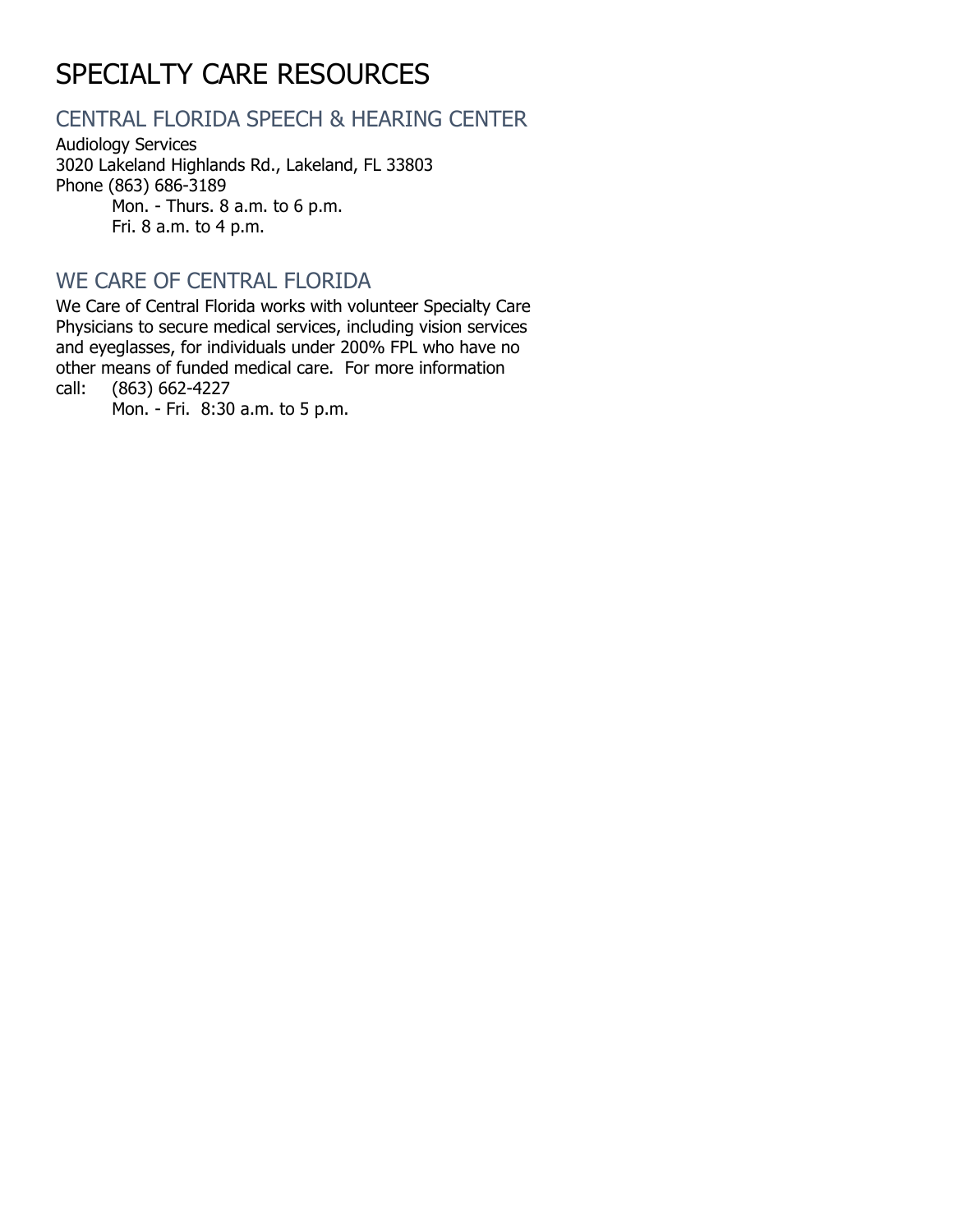# SPECIALTY CARE RESOURCES

## CENTRAL FLORIDA SPEECH & HEARING CENTER

Audiology Services
3020 Lakeland Highlands Rd., Lakeland, FL 33803
Phone (863) 686-3189

Mon. - Thurs. 8 a.m. to 6 p.m.
Fri. 8 a.m. to 4 p.m.

## WE CARE OF CENTRAL FLORIDA

We Care of Central Florida works with volunteer Specialty Care Physicians to secure medical services, including vision services and eyeglasses, for individuals under 200% FPL who have no other means of funded medical care. For more information call: (863) 662-4227

Mon. - Fri. 8:30 a.m. to 5 p.m.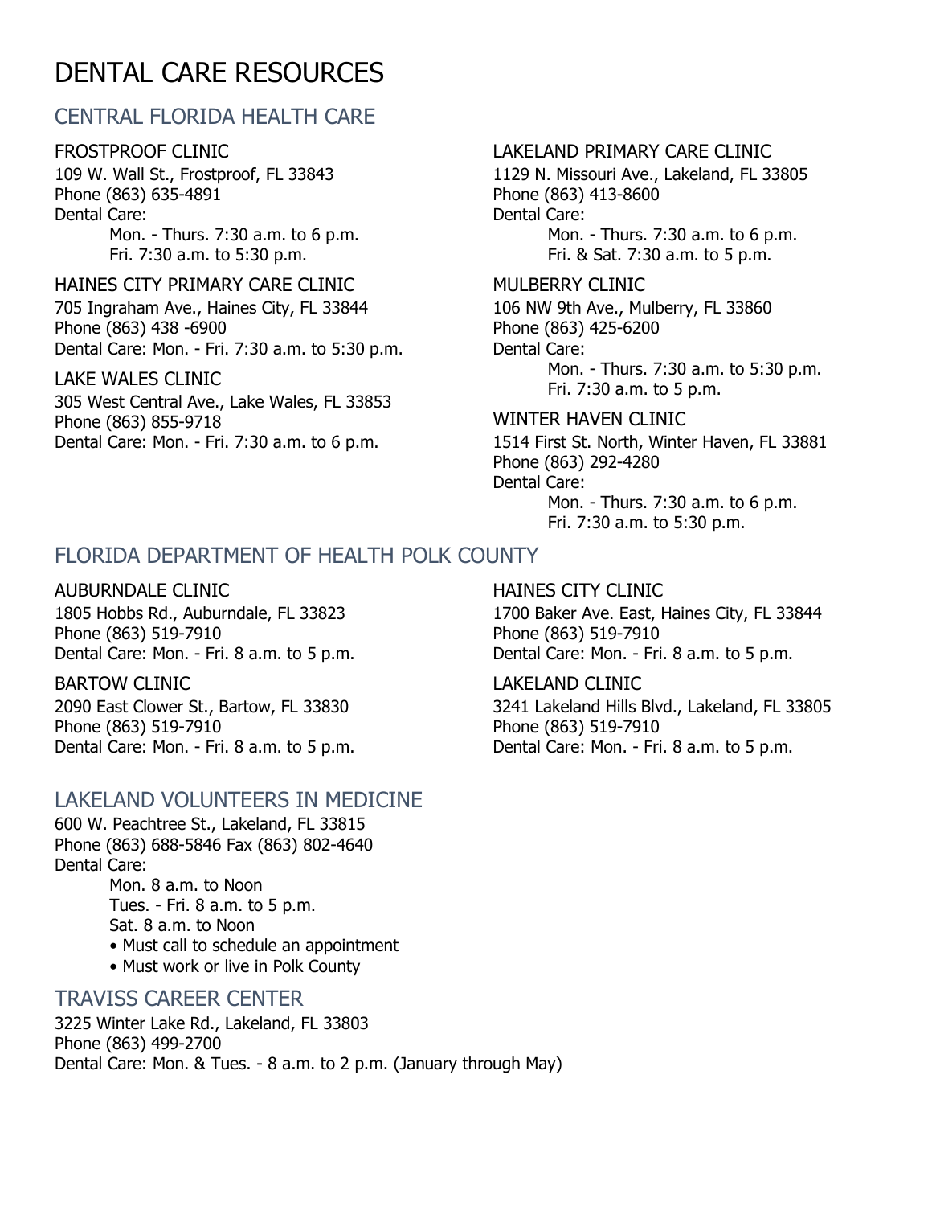# DENTAL CARE RESOURCES

## CENTRAL FLORIDA HEALTH CARE

### FROSTPROOF CLINIC

109 W. Wall St., Frostproof, FL 33843
Phone (863) 635-4891
Dental Care:
Mon. - Thurs. 7:30 a.m. to 6 p.m.
Fri. 7:30 a.m. to 5:30 p.m.

### HAINES CITY PRIMARY CARE CLINIC

705 Ingraham Ave., Haines City, FL 33844
Phone (863) 438 -6900
Dental Care: Mon. - Fri. 7:30 a.m. to 5:30 p.m.

### LAKE WALES CLINIC

305 West Central Ave., Lake Wales, FL 33853
Phone (863) 855-9718
Dental Care: Mon. - Fri. 7:30 a.m. to 6 p.m.

### LAKELAND PRIMARY CARE CLINIC

1129 N. Missouri Ave., Lakeland, FL 33805
Phone (863) 413-8600
Dental Care:
Mon. - Thurs. 7:30 a.m. to 6 p.m.
Fri. & Sat. 7:30 a.m. to 5 p.m.

### MULBERRY CLINIC

106 NW 9th Ave., Mulberry, FL 33860
Phone (863) 425-6200
Dental Care:
Mon. - Thurs. 7:30 a.m. to 5:30 p.m.
Fri. 7:30 a.m. to 5 p.m.

### WINTER HAVEN CLINIC

1514 First St. North, Winter Haven, FL 33881
Phone (863) 292-4280
Dental Care:
Mon. - Thurs. 7:30 a.m. to 6 p.m.
Fri. 7:30 a.m. to 5:30 p.m.

## FLORIDA DEPARTMENT OF HEALTH POLK COUNTY

### AUBURNDALE CLINIC

1805 Hobbs Rd., Auburndale, FL 33823
Phone (863) 519-7910
Dental Care: Mon. - Fri. 8 a.m. to 5 p.m.

### BARTOW CLINIC

2090 East Clower St., Bartow, FL 33830
Phone (863) 519-7910
Dental Care: Mon. - Fri. 8 a.m. to 5 p.m.

### HAINES CITY CLINIC

1700 Baker Ave. East, Haines City, FL 33844
Phone (863) 519-7910
Dental Care: Mon. - Fri. 8 a.m. to 5 p.m.

### LAKELAND CLINIC

3241 Lakeland Hills Blvd., Lakeland, FL 33805
Phone (863) 519-7910
Dental Care: Mon. - Fri. 8 a.m. to 5 p.m.

## LAKELAND VOLUNTEERS IN MEDICINE

600 W. Peachtree St., Lakeland, FL 33815
Phone (863) 688-5846 Fax (863) 802-4640
Dental Care:
Mon. 8 a.m. to Noon
Tues. - Fri. 8 a.m. to 5 p.m.
Sat. 8 a.m. to Noon

- Must call to schedule an appointment
- Must work or live in Polk County

## TRAVISS CAREER CENTER

3225 Winter Lake Rd., Lakeland, FL 33803
Phone (863) 499-2700
Dental Care: Mon. & Tues. - 8 a.m. to 2 p.m. (January through May)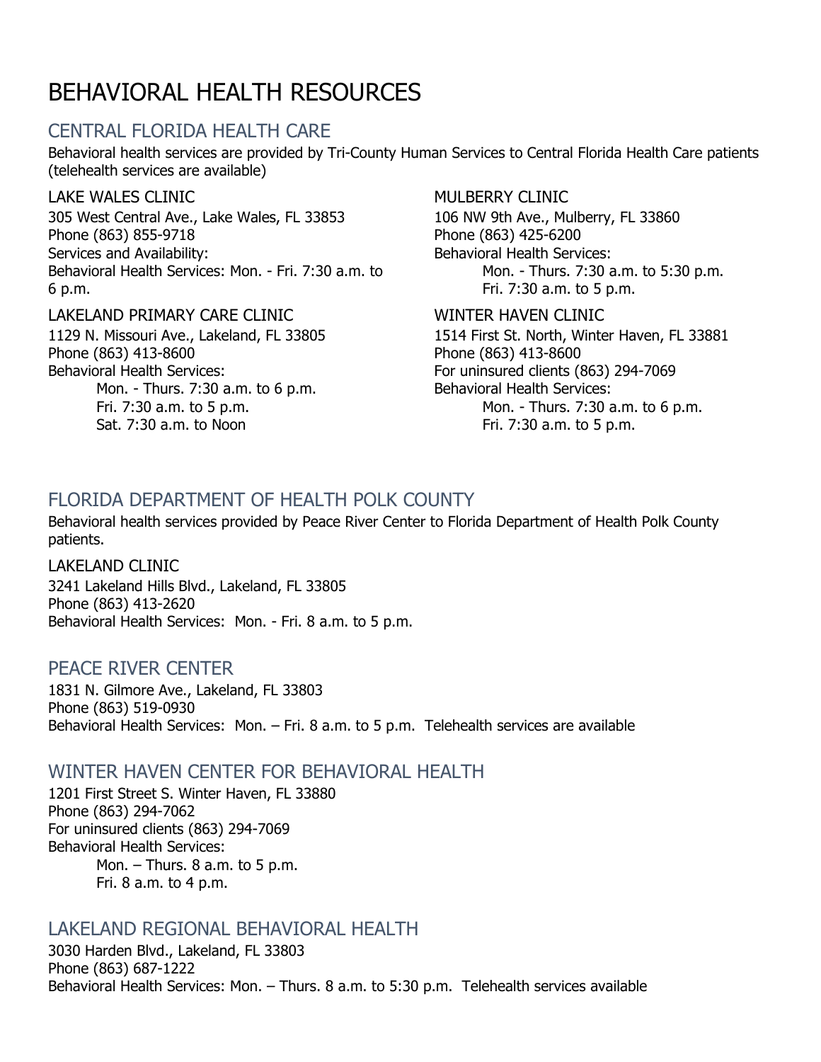# BEHAVIORAL HEALTH RESOURCES

## CENTRAL FLORIDA HEALTH CARE

Behavioral health services are provided by Tri-County Human Services to Central Florida Health Care patients (telehealth services are available)

### LAKE WALES CLINIC

305 West Central Ave., Lake Wales, FL 33853
Phone (863) 855-9718
Services and Availability:
Behavioral Health Services: Mon. - Fri. 7:30 a.m. to 6 p.m.

### LAKELAND PRIMARY CARE CLINIC

1129 N. Missouri Ave., Lakeland, FL 33805
Phone (863) 413-8600
Behavioral Health Services:

- Mon. - Thurs. 7:30 a.m. to 6 p.m.
- Fri. 7:30 a.m. to 5 p.m.
- Sat. 7:30 a.m. to Noon

### MULBERRY CLINIC

106 NW 9th Ave., Mulberry, FL 33860
Phone (863) 425-6200
Behavioral Health Services:

- Mon. - Thurs. 7:30 a.m. to 5:30 p.m.
- Fri. 7:30 a.m. to 5 p.m.

### WINTER HAVEN CLINIC

1514 First St. North, Winter Haven, FL 33881
Phone (863) 413-8600
For uninsured clients (863) 294-7069
Behavioral Health Services:

- Mon. - Thurs. 7:30 a.m. to 6 p.m.
- Fri. 7:30 a.m. to 5 p.m.

## FLORIDA DEPARTMENT OF HEALTH POLK COUNTY

Behavioral health services provided by Peace River Center to Florida Department of Health Polk County patients.

### LAKELAND CLINIC

3241 Lakeland Hills Blvd., Lakeland, FL 33805
Phone (863) 413-2620
Behavioral Health Services: Mon. - Fri. 8 a.m. to 5 p.m.

## PEACE RIVER CENTER

1831 N. Gilmore Ave., Lakeland, FL 33803
Phone (863) 519-0930
Behavioral Health Services: Mon. – Fri. 8 a.m. to 5 p.m. Telehealth services are available

## WINTER HAVEN CENTER FOR BEHAVIORAL HEALTH

1201 First Street S. Winter Haven, FL 33880
Phone (863) 294-7062
For uninsured clients (863) 294-7069
Behavioral Health Services:

- Mon. – Thurs. 8 a.m. to 5 p.m.
- Fri. 8 a.m. to 4 p.m.

## LAKELAND REGIONAL BEHAVIORAL HEALTH

3030 Harden Blvd., Lakeland, FL 33803
Phone (863) 687-1222
Behavioral Health Services: Mon. – Thurs. 8 a.m. to 5:30 p.m. Telehealth services available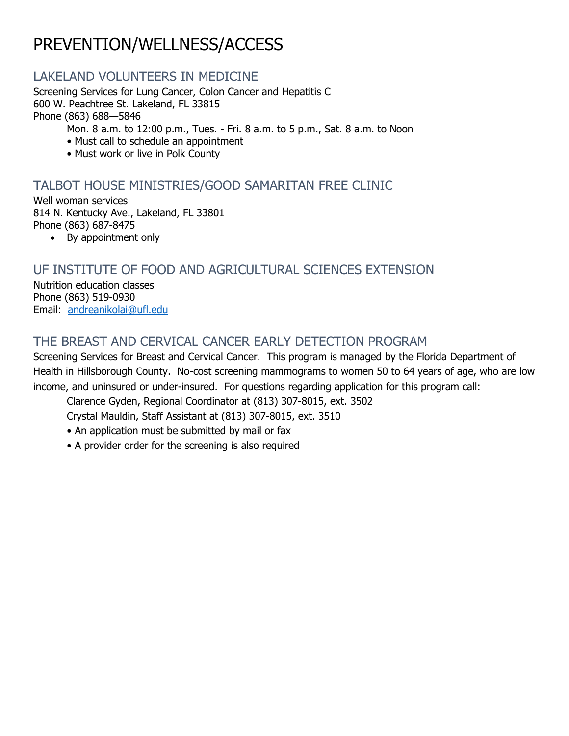# PREVENTION/WELLNESS/ACCESS

## LAKELAND VOLUNTEERS IN MEDICINE

Screening Services for Lung Cancer, Colon Cancer and Hepatitis C
600 W. Peachtree St. Lakeland, FL 33815
Phone (863) 688—5846

Mon. 8 a.m. to 12:00 p.m., Tues. - Fri. 8 a.m. to 5 p.m., Sat. 8 a.m. to Noon

- Must call to schedule an appointment
- Must work or live in Polk County

## TALBOT HOUSE MINISTRIES/GOOD SAMARITAN FREE CLINIC

Well woman services
814 N. Kentucky Ave., Lakeland, FL 33801
Phone (863) 687-8475

- By appointment only

## UF INSTITUTE OF FOOD AND AGRICULTURAL SCIENCES EXTENSION

Nutrition education classes
Phone (863) 519-0930
Email: andreanikolai@ufl.edu

## THE BREAST AND CERVICAL CANCER EARLY DETECTION PROGRAM

Screening Services for Breast and Cervical Cancer. This program is managed by the Florida Department of Health in Hillsborough County. No-cost screening mammograms to women 50 to 64 years of age, who are low income, and uninsured or under-insured. For questions regarding application for this program call:

Clarence Gyden, Regional Coordinator at (813) 307-8015, ext. 3502

Crystal Mauldin, Staff Assistant at (813) 307-8015, ext. 3510

- An application must be submitted by mail or fax
- A provider order for the screening is also required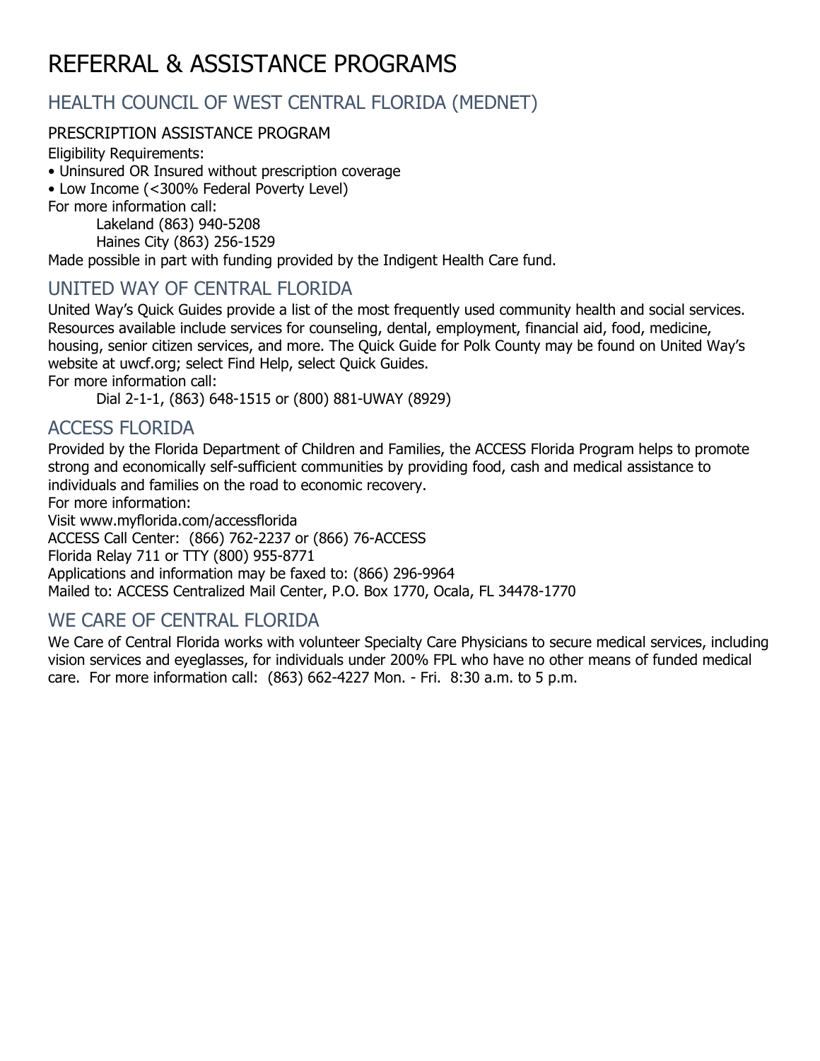# REFERRAL & ASSISTANCE PROGRAMS

## HEALTH COUNCIL OF WEST CENTRAL FLORIDA (MEDNET)

### PRESCRIPTION ASSISTANCE PROGRAM

Eligibility Requirements:

- Uninsured OR Insured without prescription coverage
- Low Income (<300% Federal Poverty Level)

For more information call:

Lakeland (863) 940-5208
Haines City (863) 256-1529

Made possible in part with funding provided by the Indigent Health Care fund.

## UNITED WAY OF CENTRAL FLORIDA

United Way's Quick Guides provide a list of the most frequently used community health and social services. Resources available include services for counseling, dental, employment, financial aid, food, medicine, housing, senior citizen services, and more. The Quick Guide for Polk County may be found on United Way's website at uwcf.org; select Find Help, select Quick Guides.

For more information call:

Dial 2-1-1, (863) 648-1515 or (800) 881-UWAY (8929)

## ACCESS FLORIDA

Provided by the Florida Department of Children and Families, the ACCESS Florida Program helps to promote strong and economically self-sufficient communities by providing food, cash and medical assistance to individuals and families on the road to economic recovery.

For more information:

Visit www.myflorida.com/accessflorida
ACCESS Call Center: (866) 762-2237 or (866) 76-ACCESS
Florida Relay 711 or TTY (800) 955-8771
Applications and information may be faxed to: (866) 296-9964
Mailed to: ACCESS Centralized Mail Center, P.O. Box 1770, Ocala, FL 34478-1770

## WE CARE OF CENTRAL FLORIDA

We Care of Central Florida works with volunteer Specialty Care Physicians to secure medical services, including vision services and eyeglasses, for individuals under 200% FPL who have no other means of funded medical care. For more information call: (863) 662-4227 Mon. - Fri. 8:30 a.m. to 5 p.m.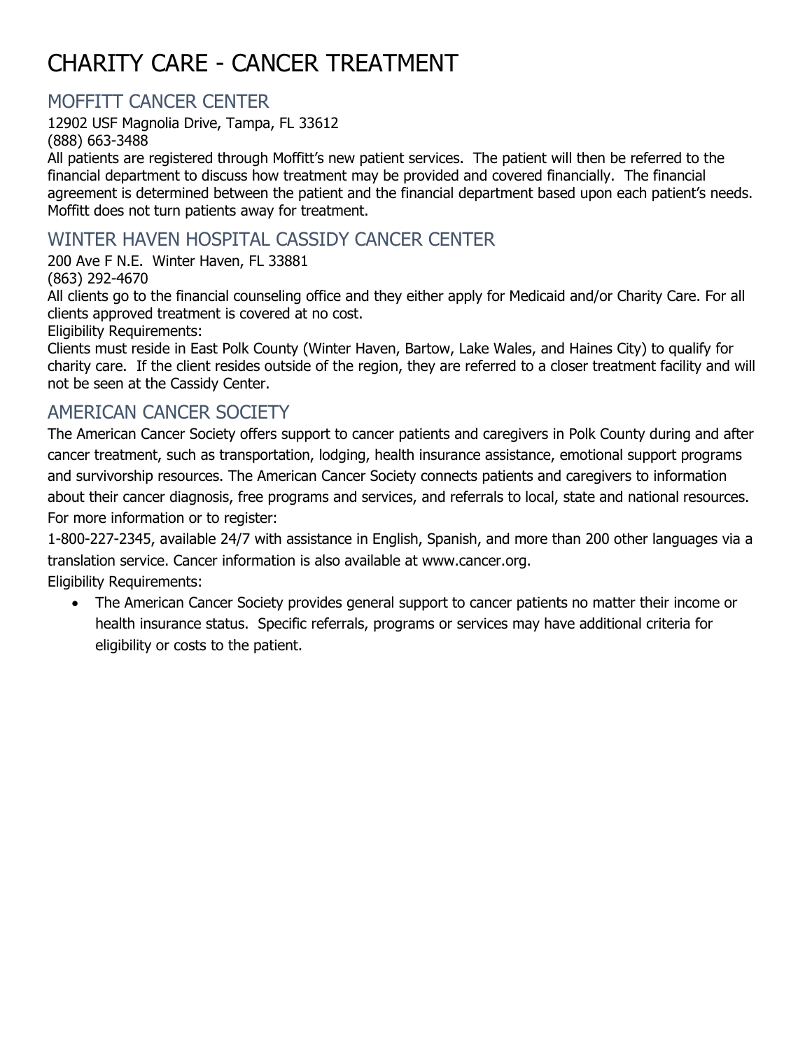# CHARITY CARE - CANCER TREATMENT

## MOFFITT CANCER CENTER

12902 USF Magnolia Drive, Tampa, FL 33612
(888) 663-3488
All patients are registered through Moffitt's new patient services. The patient will then be referred to the financial department to discuss how treatment may be provided and covered financially. The financial agreement is determined between the patient and the financial department based upon each patient's needs. Moffitt does not turn patients away for treatment.

## WINTER HAVEN HOSPITAL CASSIDY CANCER CENTER

200 Ave F N.E. Winter Haven, FL 33881
(863) 292-4670
All clients go to the financial counseling office and they either apply for Medicaid and/or Charity Care. For all clients approved treatment is covered at no cost.
Eligibility Requirements:
Clients must reside in East Polk County (Winter Haven, Bartow, Lake Wales, and Haines City) to qualify for charity care. If the client resides outside of the region, they are referred to a closer treatment facility and will not be seen at the Cassidy Center.

## AMERICAN CANCER SOCIETY

The American Cancer Society offers support to cancer patients and caregivers in Polk County during and after cancer treatment, such as transportation, lodging, health insurance assistance, emotional support programs and survivorship resources. The American Cancer Society connects patients and caregivers to information about their cancer diagnosis, free programs and services, and referrals to local, state and national resources. For more information or to register:
1-800-227-2345, available 24/7 with assistance in English, Spanish, and more than 200 other languages via a translation service. Cancer information is also available at www.cancer.org.
Eligibility Requirements:

- The American Cancer Society provides general support to cancer patients no matter their income or health insurance status. Specific referrals, programs or services may have additional criteria for eligibility or costs to the patient.